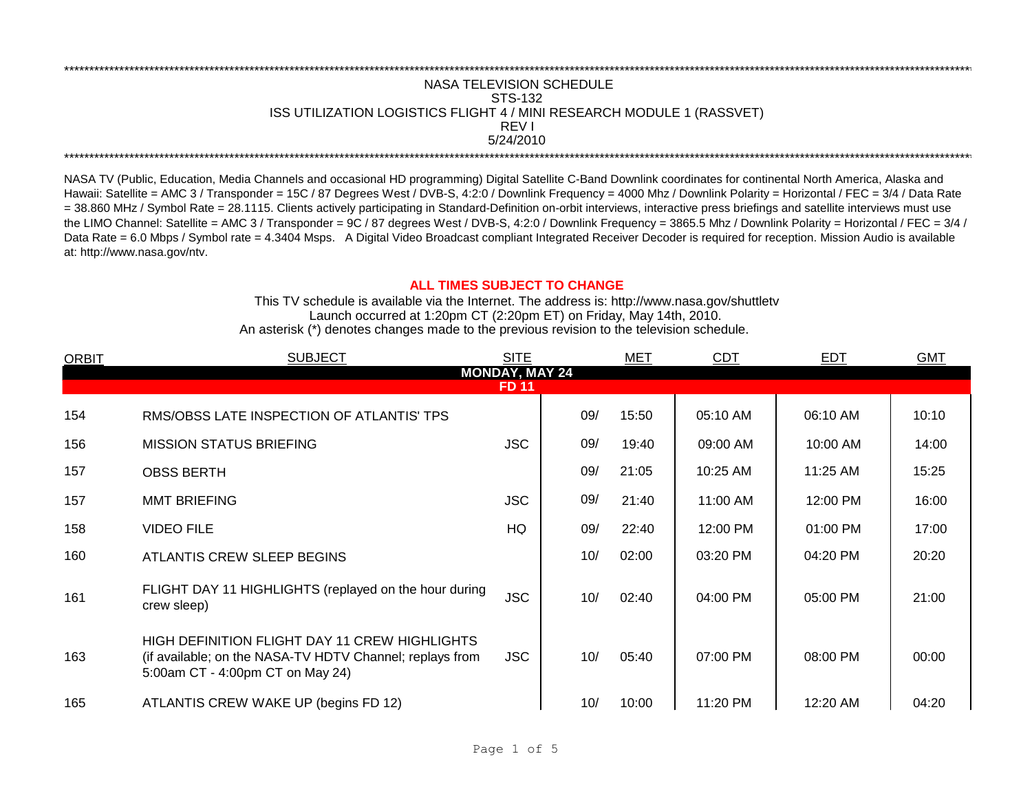\*\*\*\*\*\*\*\*\*\*\*\*\*\*\*\*\*\*\*\*\*\*\*\*\*\*\*\*\*\*\*\*\*\*\*\*\*\*\*\*\*\*\*\*\*\*\*\*\*\*\*\*\*\*\*\*\*\*\*\*\*\*\*\*\*\*\*\*\*\*\*\*\*\*\*\*\*\*\*\*\*\*\*\*\*\*

# NASA TELEVISION SCHEDULE

## STS-132

## ISS UTILIZATION LOGISTICS FLIGHT 4 / MINI RESEARCH MODULE 1 (RASSVET)

REV I

5/24/2010

\*\*\*\*\*\*\*\*\*\*\*\*\*\*\*\*\*\*\*\*\*\*\*\*\*\*\*\*\*\*\*\*\*\*\*\*\*\*\*\*\*\*\*\*\*\*\*\*\*\*\*\*\*\*\*\*\*\*\*\*\*\*\*\*\*\*\*\*\*\*\*\*\*\*\*\*\*\*\*\*\*\*\*\*\*\*

NASA TV (Public, Education, Media Channels and occasional HD programming) Digital Satellite C-Band Downlink coordinates for continental North America, Alaska and Hawaii: Satellite = AMC 3 / Transponder = 15C / 87 Degrees West / DVB-S, 4:2:0 / Downlink Frequency = 4000 Mhz / Downlink Polarity = Horizontal / FEC = 3/4 / Data Rate = 38.860 MHz / Symbol Rate = 28.1115. Clients actively participating in Standard-Definition on-orbit interviews, interactive press briefings and satellite interviews must use the LIMO Channel: Satellite = AMC 3 / Transponder = 9C / 87 degrees West / DVB-S, 4:2:0 / Downlink Frequency = 3865.5 Mhz / Downlink Polarity = Horizontal / FEC = 3/4 / Data Rate = 6.0 Mbps / Symbol rate = 4.3404 Msps. A Digital Video Broadcast compliant Integrated Receiver Decoder is required for reception. Mission Audio is available at: http://www.nasa.gov/ntv.

**ALL TIMES SUBJECT TO CHANGE**

This TV schedule is available via the Internet. The address is: http://www.nasa.gov/shuttletv

Launch occurred at 1:20pm CT (2:20pm ET) on Friday, May 14th, 2010.

An asterisk (*) denotes changes made to the previous revision to the television schedule.

| ORBIT | SUBJECT | SITE | MET | CDT | EDT | GMT |
|---|---|---|---|---|---|---|
| | **MONDAY, MAY 24** | | | | | |
| | **FD 11** | | | | | |
| 154 | RMS/OBSS LATE INSPECTION OF ATLANTIS' TPS | | 09/ 15:50 | 05:10 AM | 06:10 AM | 10:10 |
| 156 | MISSION STATUS BRIEFING | JSC | 09/ 19:40 | 09:00 AM | 10:00 AM | 14:00 |
| 157 | OBSS BERTH | | 09/ 21:05 | 10:25 AM | 11:25 AM | 15:25 |
| 157 | MMT BRIEFING | JSC | 09/ 21:40 | 11:00 AM | 12:00 PM | 16:00 |
| 158 | VIDEO FILE | HQ | 09/ 22:40 | 12:00 PM | 01:00 PM | 17:00 |
| 160 | ATLANTIS CREW SLEEP BEGINS | | 10/ 02:00 | 03:20 PM | 04:20 PM | 20:20 |
| 161 | FLIGHT DAY 11 HIGHLIGHTS (replayed on the hour during crew sleep) | JSC | 10/ 02:40 | 04:00 PM | 05:00 PM | 21:00 |
| 163 | HIGH DEFINITION FLIGHT DAY 11 CREW HIGHLIGHTS (if available; on the NASA-TV HDTV Channel; replays from 5:00am CT - 4:00pm CT on May 24) | JSC | 10/ 05:40 | 07:00 PM | 08:00 PM | 00:00 |
| 165 | ATLANTIS CREW WAKE UP (begins FD 12) | | 10/ 10:00 | 11:20 PM | 12:20 AM | 04:20 |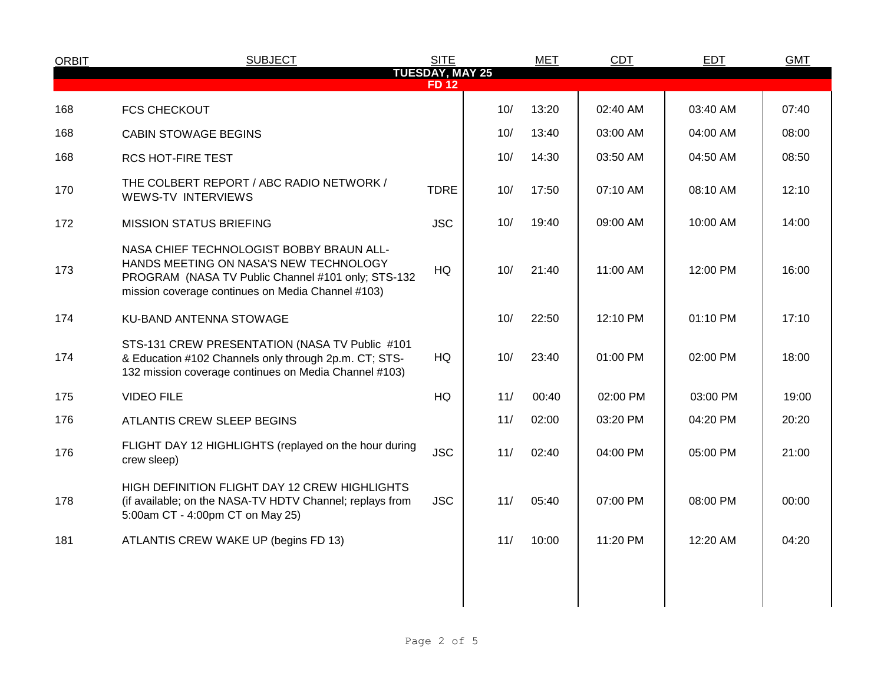| ORBIT | SUBJECT | SITE | MET | | CDT | EDT | GMT |
|---|---|---|---|---|---|---|---|
| **TUESDAY, MAY 25** | | | | | | | |
| **FD 12** | | | | | | | |
| 168 | FCS CHECKOUT | | 10/ | 13:20 | 02:40 AM | 03:40 AM | 07:40 |
| 168 | CABIN STOWAGE BEGINS | | 10/ | 13:40 | 03:00 AM | 04:00 AM | 08:00 |
| 168 | RCS HOT-FIRE TEST | | 10/ | 14:30 | 03:50 AM | 04:50 AM | 08:50 |
| 170 | THE COLBERT REPORT / ABC RADIO NETWORK / WEWS-TV INTERVIEWS | TDRE | 10/ | 17:50 | 07:10 AM | 08:10 AM | 12:10 |
| 172 | MISSION STATUS BRIEFING | JSC | 10/ | 19:40 | 09:00 AM | 10:00 AM | 14:00 |
| 173 | NASA CHIEF TECHNOLOGIST BOBBY BRAUN ALL-HANDS MEETING ON NASA'S NEW TECHNOLOGY PROGRAM (NASA TV Public Channel #101 only; STS-132 mission coverage continues on Media Channel #103) | HQ | 10/ | 21:40 | 11:00 AM | 12:00 PM | 16:00 |
| 174 | KU-BAND ANTENNA STOWAGE | | 10/ | 22:50 | 12:10 PM | 01:10 PM | 17:10 |
| 174 | STS-131 CREW PRESENTATION (NASA TV Public #101 & Education #102 Channels only through 2p.m. CT; STS-132 mission coverage continues on Media Channel #103) | HQ | 10/ | 23:40 | 01:00 PM | 02:00 PM | 18:00 |
| 175 | VIDEO FILE | HQ | 11/ | 00:40 | 02:00 PM | 03:00 PM | 19:00 |
| 176 | ATLANTIS CREW SLEEP BEGINS | | 11/ | 02:00 | 03:20 PM | 04:20 PM | 20:20 |
| 176 | FLIGHT DAY 12 HIGHLIGHTS (replayed on the hour during crew sleep) | JSC | 11/ | 02:40 | 04:00 PM | 05:00 PM | 21:00 |
| 178 | HIGH DEFINITION FLIGHT DAY 12 CREW HIGHLIGHTS (if available; on the NASA-TV HDTV Channel; replays from 5:00am CT - 4:00pm CT on May 25) | JSC | 11/ | 05:40 | 07:00 PM | 08:00 PM | 00:00 |
| 181 | ATLANTIS CREW WAKE UP (begins FD 13) | | 11/ | 10:00 | 11:20 PM | 12:20 AM | 04:20 |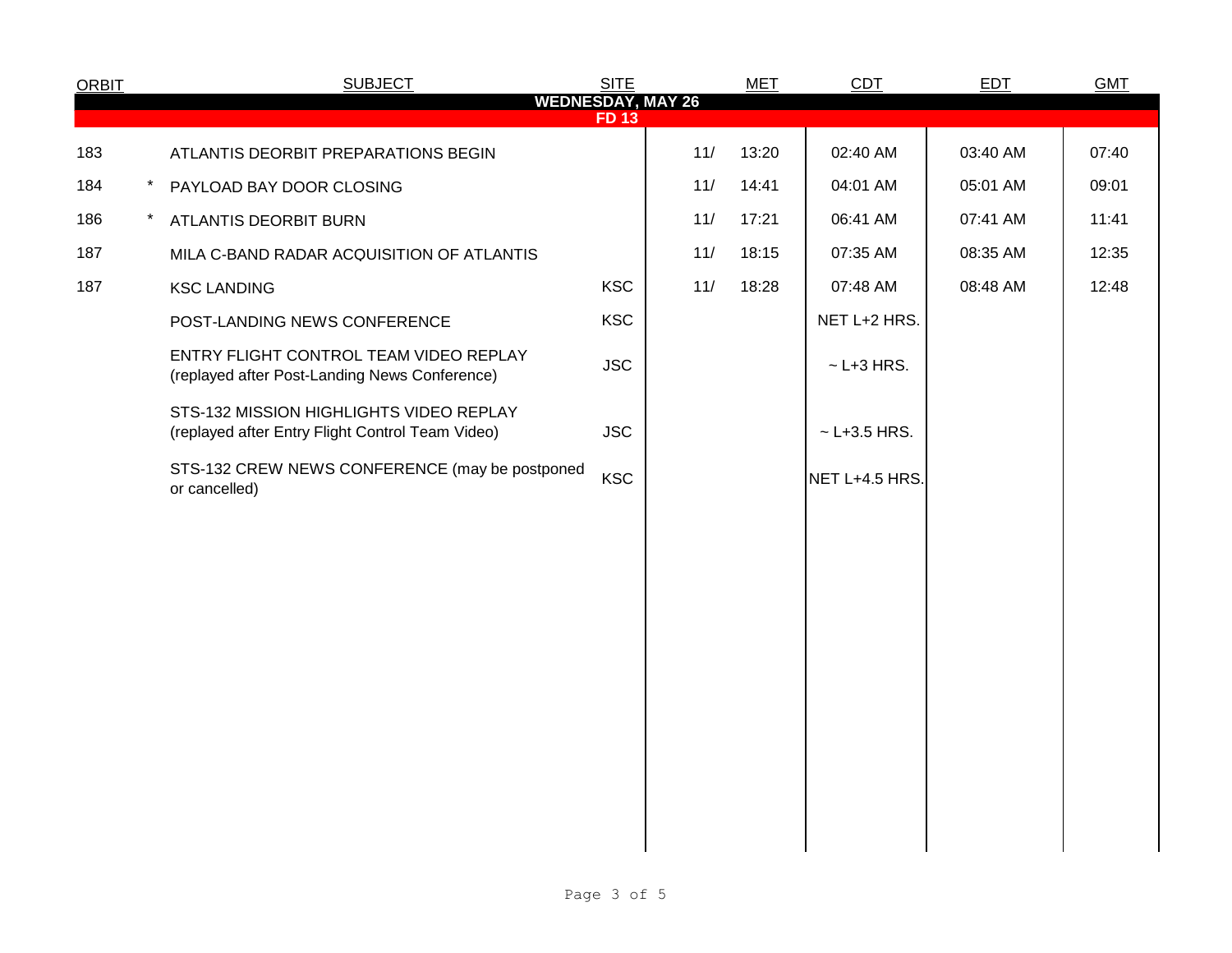| ORBIT | | SUBJECT | SITE | MET | | CDT | EDT | GMT |
|---|---|---|---|---|---|---|---|---|
| **WEDNESDAY, MAY 26** | | | | | | | | |
| **FD 13** | | | | | | | | |
| 183 | | ATLANTIS DEORBIT PREPARATIONS BEGIN | | 11/ | 13:20 | 02:40 AM | 03:40 AM | 07:40 |
| 184 | * | PAYLOAD BAY DOOR CLOSING | | 11/ | 14:41 | 04:01 AM | 05:01 AM | 09:01 |
| 186 | * | ATLANTIS DEORBIT BURN | | 11/ | 17:21 | 06:41 AM | 07:41 AM | 11:41 |
| 187 | | MILA C-BAND RADAR ACQUISITION OF ATLANTIS | | 11/ | 18:15 | 07:35 AM | 08:35 AM | 12:35 |
| 187 | | KSC LANDING | KSC | 11/ | 18:28 | 07:48 AM | 08:48 AM | 12:48 |
| | | POST-LANDING NEWS CONFERENCE | KSC | | | NET L+2 HRS. | | |
| | | ENTRY FLIGHT CONTROL TEAM VIDEO REPLAY (replayed after Post-Landing News Conference) | JSC | | | ~ L+3 HRS. | | |
| | | STS-132 MISSION HIGHLIGHTS VIDEO REPLAY (replayed after Entry Flight Control Team Video) | JSC | | | ~ L+3.5 HRS. | | |
| | | STS-132 CREW NEWS CONFERENCE (may be postponed or cancelled) | KSC | | | NET L+4.5 HRS. | | |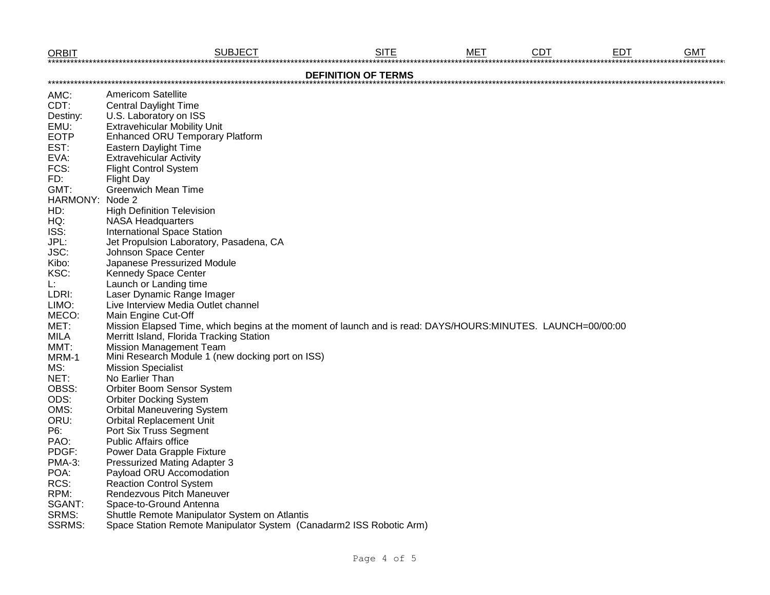| ORBIT | SUBJECT | SITE | MET | CDT | EDT | GMT |
|---|---|---|---|---|---|---|

## DEFINITION OF TERMS

| | |
|---|---|
| AMC: | Americom Satellite |
| CDT: | Central Daylight Time |
| Destiny: | U.S. Laboratory on ISS |
| EMU: | Extravehicular Mobility Unit |
| EOTP | Enhanced ORU Temporary Platform |
| EST: | Eastern Daylight Time |
| EVA: | Extravehicular Activity |
| FCS: | Flight Control System |
| FD: | Flight Day |
| GMT: | Greenwich Mean Time |
| HARMONY: | Node 2 |
| HD: | High Definition Television |
| HQ: | NASA Headquarters |
| ISS: | International Space Station |
| JPL: | Jet Propulsion Laboratory, Pasadena, CA |
| JSC: | Johnson Space Center |
| Kibo: | Japanese Pressurized Module |
| KSC: | Kennedy Space Center |
| L: | Launch or Landing time |
| LDRI: | Laser Dynamic Range Imager |
| LIMO: | Live Interview Media Outlet channel |
| MECO: | Main Engine Cut-Off |
| MET: | Mission Elapsed Time, which begins at the moment of launch and is read: DAYS/HOURS:MINUTES. LAUNCH=00/00:00 |
| MILA | Merritt Island, Florida Tracking Station |
| MMT: | Mission Management Team |
| MRM-1 | Mini Research Module 1 (new docking port on ISS) |
| MS: | Mission Specialist |
| NET: | No Earlier Than |
| OBSS: | Orbiter Boom Sensor System |
| ODS: | Orbiter Docking System |
| OMS: | Orbital Maneuvering System |
| ORU: | Orbital Replacement Unit |
| P6: | Port Six Truss Segment |
| PAO: | Public Affairs office |
| PDGF: | Power Data Grapple Fixture |
| PMA-3: | Pressurized Mating Adapter 3 |
| POA: | Payload ORU Accomodation |
| RCS: | Reaction Control System |
| RPM: | Rendezvous Pitch Maneuver |
| SGANT: | Space-to-Ground Antenna |
| SRMS: | Shuttle Remote Manipulator System on Atlantis |
| SSRMS: | Space Station Remote Manipulator System (Canadarm2 ISS Robotic Arm) |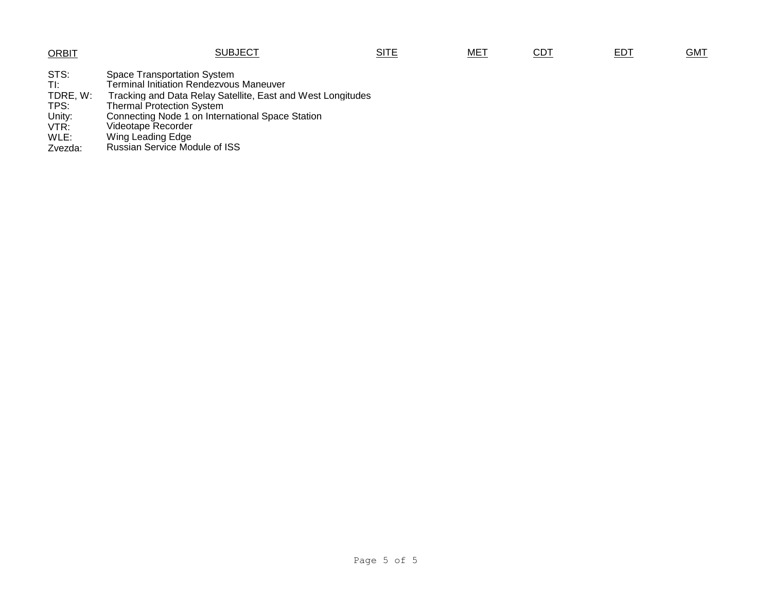| ORBIT | SUBJECT | SITE | MET | CDT | EDT | GMT |
|---|---|---|---|---|---|---|

STS: Space Transportation System
TI: Terminal Initiation Rendezvous Maneuver
TDRE, W: Tracking and Data Relay Satellite, East and West Longitudes
TPS: Thermal Protection System
Unity: Connecting Node 1 on International Space Station
VTR: Videotape Recorder
WLE: Wing Leading Edge
Zvezda: Russian Service Module of ISS